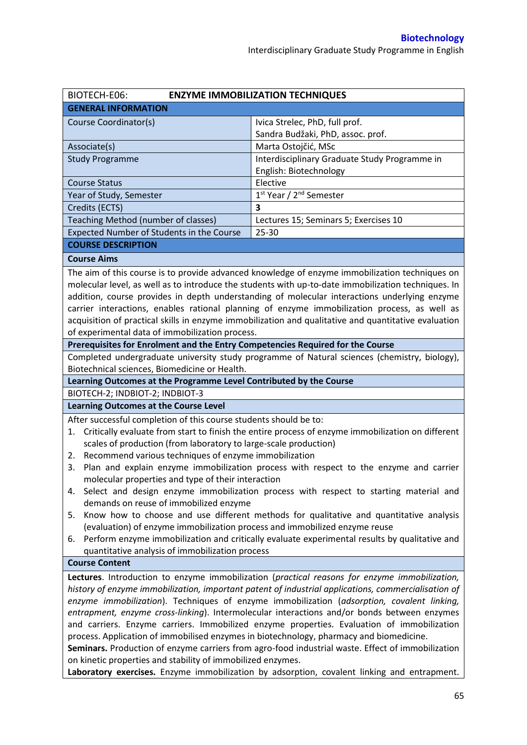| BIOTECH-E06: | ENZYME IMMOBILIZATION TECHNIQUES |
|---|---|
| **GENERAL INFORMATION** | |
| Course Coordinator(s) | Ivica Strelec, PhD, full prof.<br>Sandra Budžaki, PhD, assoc. prof. |
| Associate(s) | Marta Ostojčić, MSc |
| Study Programme | Interdisciplinary Graduate Study Programme in English: Biotechnology |
| Course Status | Elective |
| Year of Study, Semester | 1st Year / 2nd Semester |
| Credits (ECTS) | **3** |
| Teaching Method (number of classes) | Lectures 15; Seminars 5; Exercises 10 |
| Expected Number of Students in the Course | 25-30 |

**COURSE DESCRIPTION**

**Course Aims**

The aim of this course is to provide advanced knowledge of enzyme immobilization techniques on molecular level, as well as to introduce the students with up-to-date immobilization techniques. In addition, course provides in depth understanding of molecular interactions underlying enzyme carrier interactions, enables rational planning of enzyme immobilization process, as well as acquisition of practical skills in enzyme immobilization and qualitative and quantitative evaluation of experimental data of immobilization process.

**Prerequisites for Enrolment and the Entry Competencies Required for the Course**

Completed undergraduate university study programme of Natural sciences (chemistry, biology), Biotechnical sciences, Biomedicine or Health.

**Learning Outcomes at the Programme Level Contributed by the Course**

BIOTECH-2; INDBIOT-2; INDBIOT-3

**Learning Outcomes at the Course Level**

After successful completion of this course students should be to:

1. Critically evaluate from start to finish the entire process of enzyme immobilization on different scales of production (from laboratory to large-scale production)
2. Recommend various techniques of enzyme immobilization
3. Plan and explain enzyme immobilization process with respect to the enzyme and carrier molecular properties and type of their interaction
4. Select and design enzyme immobilization process with respect to starting material and demands on reuse of immobilized enzyme
5. Know how to choose and use different methods for qualitative and quantitative analysis (evaluation) of enzyme immobilization process and immobilized enzyme reuse
6. Perform enzyme immobilization and critically evaluate experimental results by qualitative and quantitative analysis of immobilization process

**Course Content**

**Lectures**. Introduction to enzyme immobilization (*practical reasons for enzyme immobilization, history of enzyme immobilization, important patent of industrial applications, commercialisation of enzyme immobilization*). Techniques of enzyme immobilization (*adsorption, covalent linking, entrapment, enzyme cross-linking*). Intermolecular interactions and/or bonds between enzymes and carriers. Enzyme carriers. Immobilized enzyme properties. Evaluation of immobilization process. Application of immobilised enzymes in biotechnology, pharmacy and biomedicine.

**Seminars.** Production of enzyme carriers from agro-food industrial waste. Effect of immobilization on kinetic properties and stability of immobilized enzymes.

**Laboratory exercises.** Enzyme immobilization by adsorption, covalent linking and entrapment.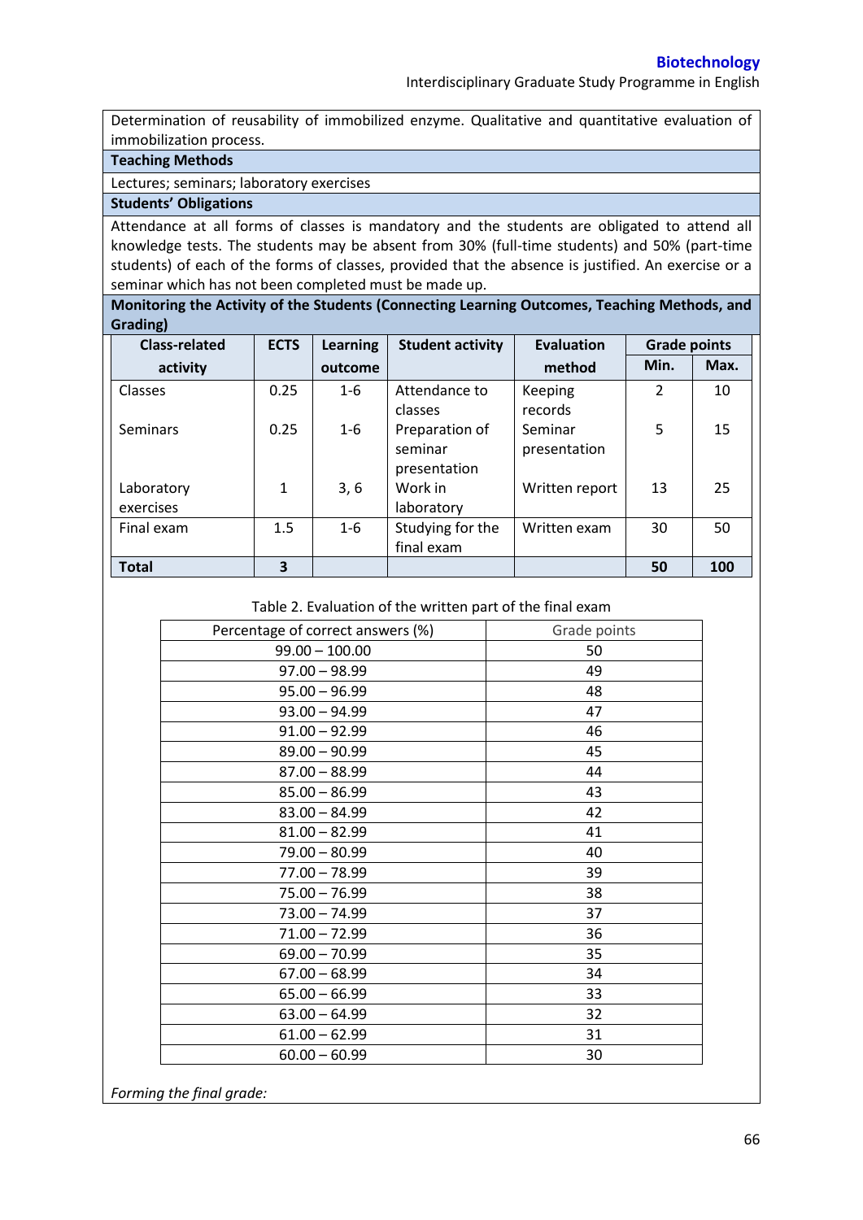Determination of reusability of immobilized enzyme. Qualitative and quantitative evaluation of immobilization process.

**Teaching Methods**

Lectures; seminars; laboratory exercises

**Students' Obligations**

Attendance at all forms of classes is mandatory and the students are obligated to attend all knowledge tests. The students may be absent from 30% (full-time students) and 50% (part-time students) of each of the forms of classes, provided that the absence is justified. An exercise or a seminar which has not been completed must be made up.

**Monitoring the Activity of the Students (Connecting Learning Outcomes, Teaching Methods, and Grading)**

| Class-related activity | ECTS | Learning outcome | Student activity | Evaluation method | Grade points | |
|---|---|---|---|---|---|---|
| | | | | | Min. | Max. |
| Classes | 0.25 | 1-6 | Attendance to classes | Keeping records | 2 | 10 |
| Seminars | 0.25 | 1-6 | Preparation of seminar presentation | Seminar presentation | 5 | 15 |
| Laboratory exercises | 1 | 3, 6 | Work in laboratory | Written report | 13 | 25 |
| Final exam | 1.5 | 1-6 | Studying for the final exam | Written exam | 30 | 50 |
| **Total** | **3** | | | | **50** | **100** |

Table 2. Evaluation of the written part of the final exam

| Percentage of correct answers (%) | Grade points |
|---|---|
| 99.00 – 100.00 | 50 |
| 97.00 – 98.99 | 49 |
| 95.00 – 96.99 | 48 |
| 93.00 – 94.99 | 47 |
| 91.00 – 92.99 | 46 |
| 89.00 – 90.99 | 45 |
| 87.00 – 88.99 | 44 |
| 85.00 – 86.99 | 43 |
| 83.00 – 84.99 | 42 |
| 81.00 – 82.99 | 41 |
| 79.00 – 80.99 | 40 |
| 77.00 – 78.99 | 39 |
| 75.00 – 76.99 | 38 |
| 73.00 – 74.99 | 37 |
| 71.00 – 72.99 | 36 |
| 69.00 – 70.99 | 35 |
| 67.00 – 68.99 | 34 |
| 65.00 – 66.99 | 33 |
| 63.00 – 64.99 | 32 |
| 61.00 – 62.99 | 31 |
| 60.00 – 60.99 | 30 |

*Forming the final grade:*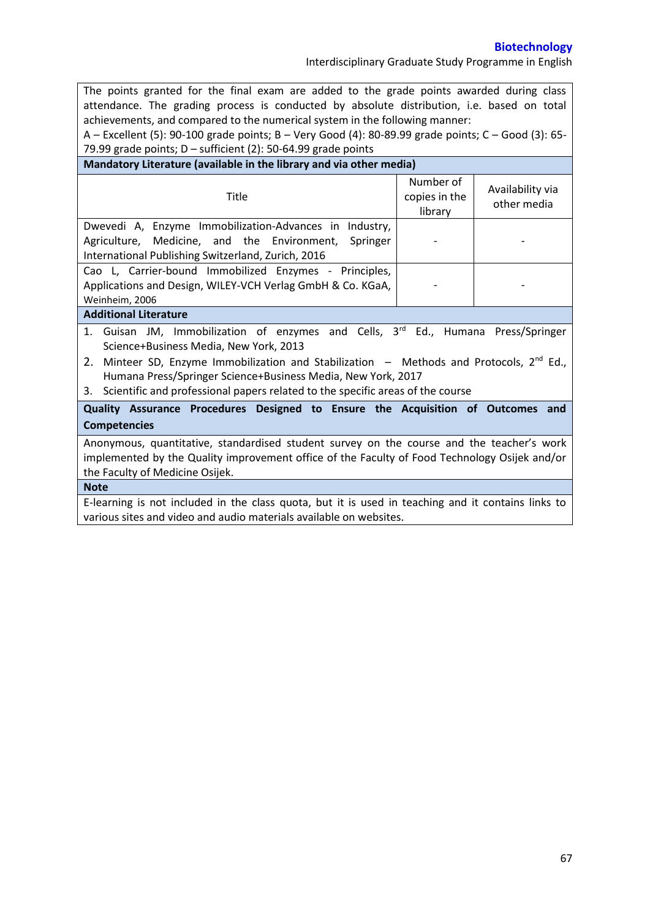The points granted for the final exam are added to the grade points awarded during class attendance. The grading process is conducted by absolute distribution, i.e. based on total achievements, and compared to the numerical system in the following manner:
A – Excellent (5): 90-100 grade points; B – Very Good (4): 80-89.99 grade points; C – Good (3): 65-79.99 grade points; D – sufficient (2): 50-64.99 grade points

**Mandatory Literature (available in the library and via other media)**

| Title | Number of copies in the library | Availability via other media |
|---|---|---|
| Dwevedi A, Enzyme Immobilization-Advances in Industry, Agriculture, Medicine, and the Environment, Springer International Publishing Switzerland, Zurich, 2016 | - | - |
| Cao L, Carrier-bound Immobilized Enzymes - Principles, Applications and Design, WILEY-VCH Verlag GmbH & Co. KGaA, Weinheim, 2006 | - | - |

**Additional Literature**

1. Guisan JM, Immobilization of enzymes and Cells, 3rd Ed., Humana Press/Springer Science+Business Media, New York, 2013
2. Minteer SD, Enzyme Immobilization and Stabilization – Methods and Protocols, 2nd Ed., Humana Press/Springer Science+Business Media, New York, 2017
3. Scientific and professional papers related to the specific areas of the course

**Quality Assurance Procedures Designed to Ensure the Acquisition of Outcomes and Competencies**

Anonymous, quantitative, standardised student survey on the course and the teacher's work implemented by the Quality improvement office of the Faculty of Food Technology Osijek and/or the Faculty of Medicine Osijek.

**Note**

E-learning is not included in the class quota, but it is used in teaching and it contains links to various sites and video and audio materials available on websites.